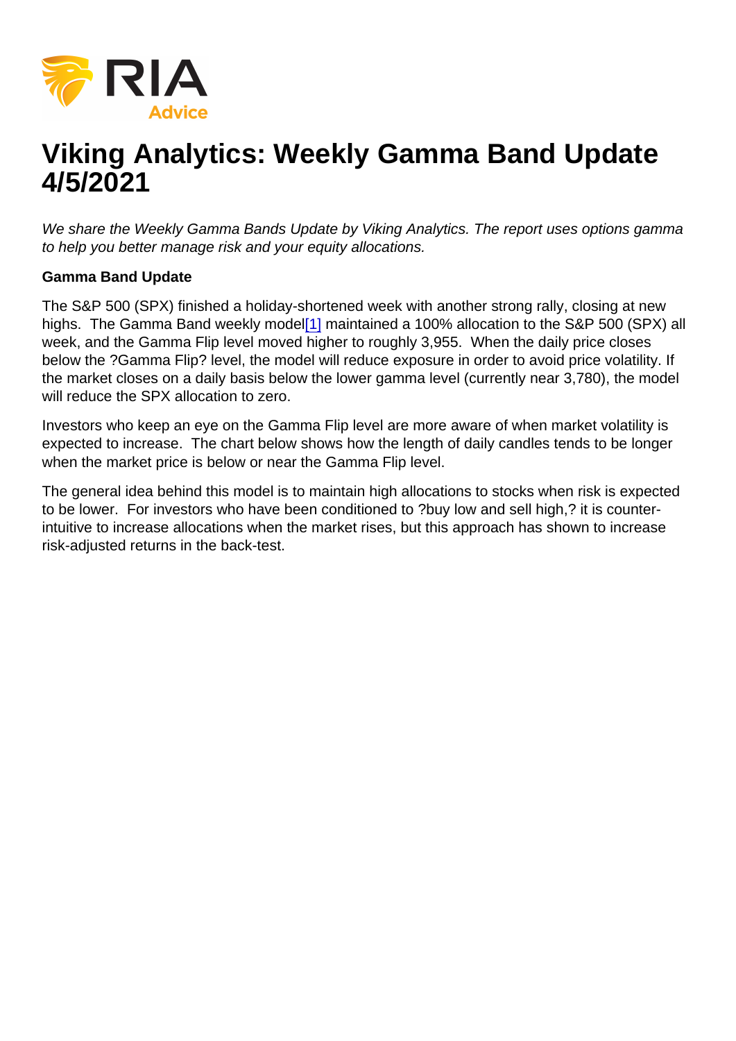# Viking Analytics: Weekly Gamma Band Update 4/5/2021

*We share the Weekly Gamma Bands Update by Viking Analytics. The report uses options gamma to help you better manage risk and your equity allocations.*

**Gamma Band Update**

The S&P 500 (SPX) finished a holiday-shortened week with another strong rally, closing at new highs.  The Gamma Band weekly model[1] maintained a 100% allocation to the S&P 500 (SPX) all week, and the Gamma Flip level moved higher to roughly 3,955.  When the daily price closes below the ?Gamma Flip? level, the model will reduce exposure in order to avoid price volatility. If the market closes on a daily basis below the lower gamma level (currently near 3,780), the model will reduce the SPX allocation to zero.

Investors who keep an eye on the Gamma Flip level are more aware of when market volatility is expected to increase.  The chart below shows how the length of daily candles tends to be longer when the market price is below or near the Gamma Flip level.

The general idea behind this model is to maintain high allocations to stocks when risk is expected to be lower.  For investors who have been conditioned to ?buy low and sell high,? it is counter-intuitive to increase allocations when the market rises, but this approach has shown to increase risk-adjusted returns in the back-test.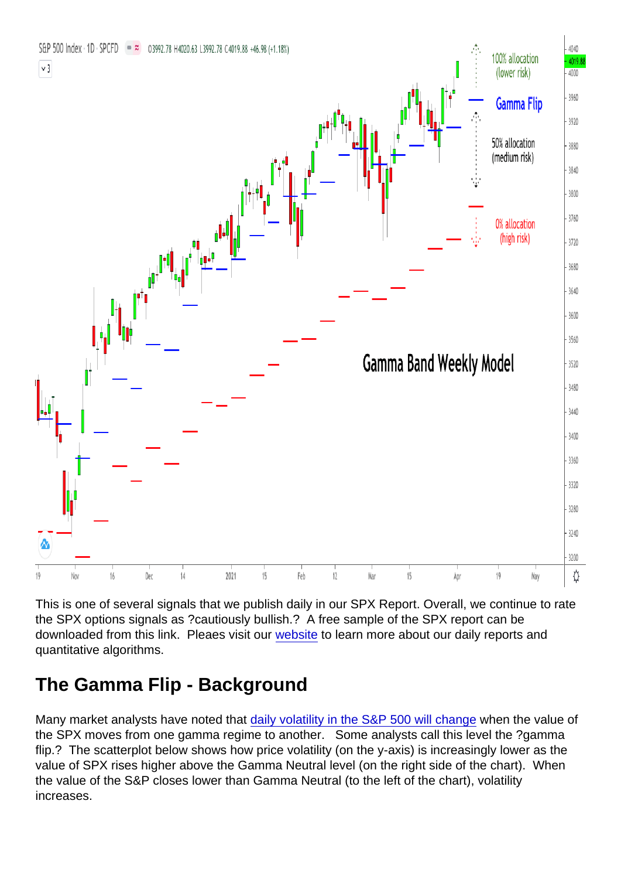S&P 500 Index · 1D · SPCFD O3992.78 H4020.63 L3992.78 C4019.88 +46.98 (+1.18%)

100% allocation (lower risk)

Gamma Flip

50% allocation (medium risk)

0% allocation (high risk)

Gamma Band Weekly Model

This is one of several signals that we publish daily in our SPX Report. Overall, we continue to rate the SPX options signals as ?cautiously bullish.? A free sample of the SPX report can be downloaded from this link. Pleaes visit our website to learn more about our daily reports and quantitative algorithms.

## The Gamma Flip - Background

Many market analysts have noted that daily volatility in the S&P 500 will change when the value of the SPX moves from one gamma regime to another. Some analysts call this level the ?gamma flip.? The scatterplot below shows how price volatility (on the y-axis) is increasingly lower as the value of SPX rises higher above the Gamma Neutral level (on the right side of the chart). When the value of the S&P closes lower than Gamma Neutral (to the left of the chart), volatility increases.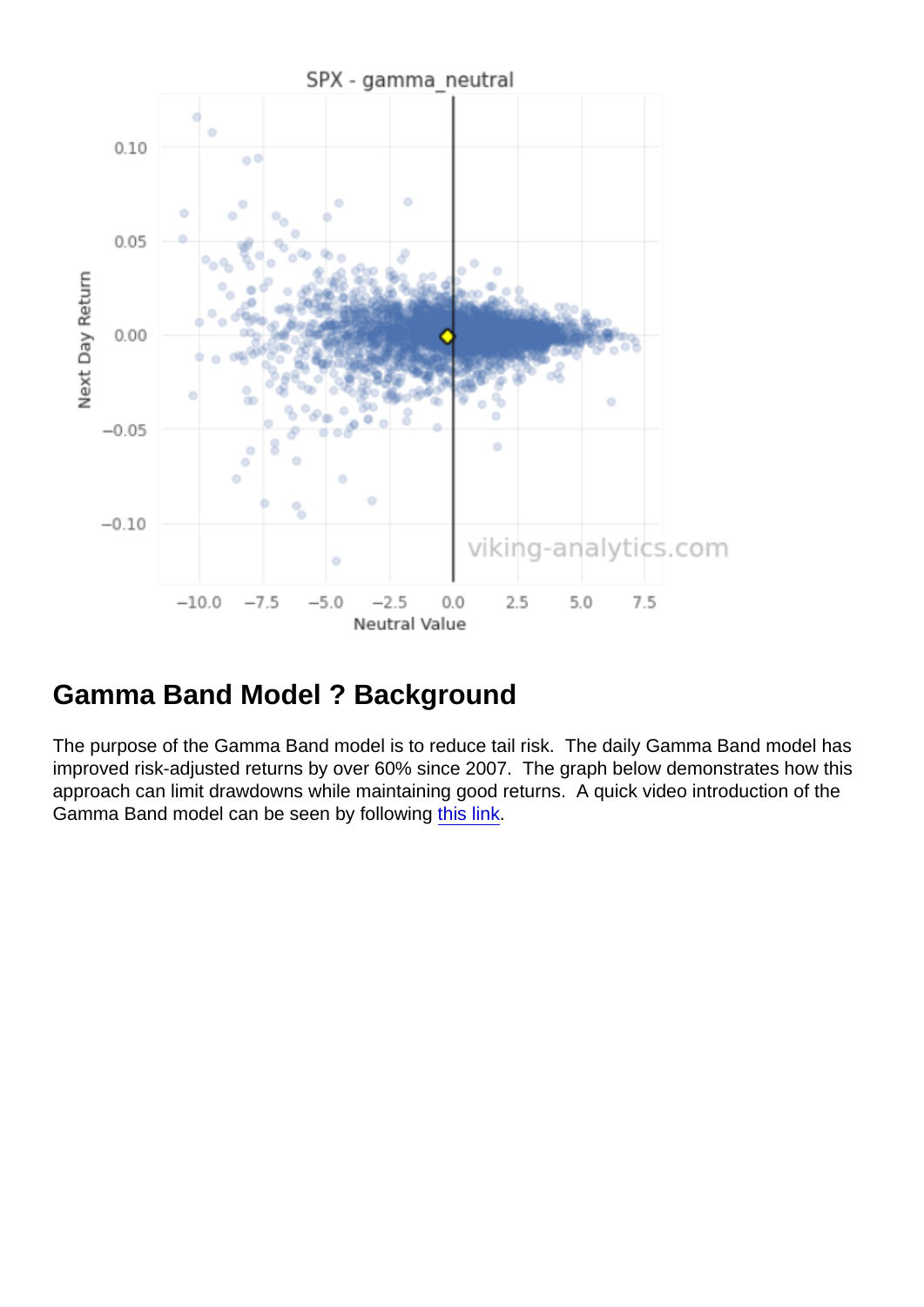SPX - gamma_neutral

Next Day Return

0.10
0.05
0.00
−0.05
−0.10

Neutral Value

−10.0
−7.5
−5.0
−2.5
0.0
2.5
5.0
7.5

viking-analytics.com

## Gamma Band Model ? Background

The purpose of the Gamma Band model is to reduce tail risk. The daily Gamma Band model has improved risk-adjusted returns by over 60% since 2007. The graph below demonstrates how this approach can limit drawdowns while maintaining good returns. A quick video introduction of the Gamma Band model can be seen by following this link.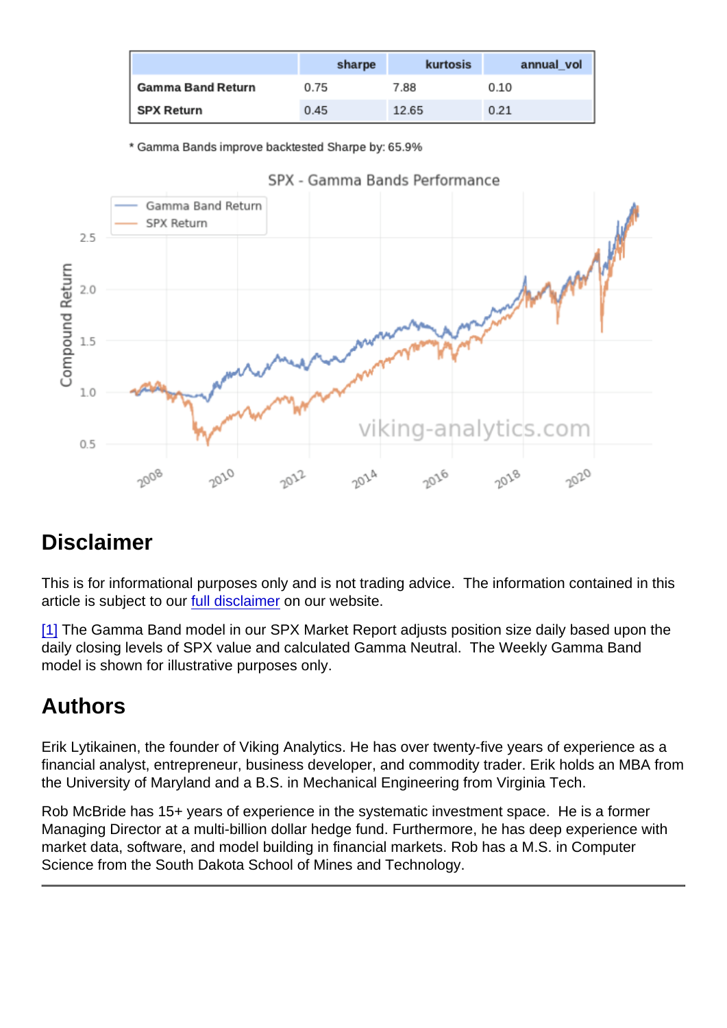| | sharpe | kurtosis | annual_vol |
|---|---|---|---|
| **Gamma Band Return** | 0.75 | 7.88 | 0.10 |
| **SPX Return** | 0.45 | 12.65 | 0.21 |

* Gamma Bands improve backtested Sharpe by: 65.9%

SPX - Gamma Bands Performance

Gamma Band Return
SPX Return

Compound Return

2.5
2.0
1.5
1.0
0.5

2008
2010
2012
2014
2016
2018
2020

viking-analytics.com

## Disclaimer

This is for informational purposes only and is not trading advice. The information contained in this article is subject to our full disclaimer on our website.

[1] The Gamma Band model in our SPX Market Report adjusts position size daily based upon the daily closing levels of SPX value and calculated Gamma Neutral. The Weekly Gamma Band model is shown for illustrative purposes only.

## Authors

Erik Lytikainen, the founder of Viking Analytics. He has over twenty-five years of experience as a financial analyst, entrepreneur, business developer, and commodity trader. Erik holds an MBA from the University of Maryland and a B.S. in Mechanical Engineering from Virginia Tech.

Rob McBride has 15+ years of experience in the systematic investment space. He is a former Managing Director at a multi-billion dollar hedge fund. Furthermore, he has deep experience with market data, software, and model building in financial markets. Rob has a M.S. in Computer Science from the South Dakota School of Mines and Technology.